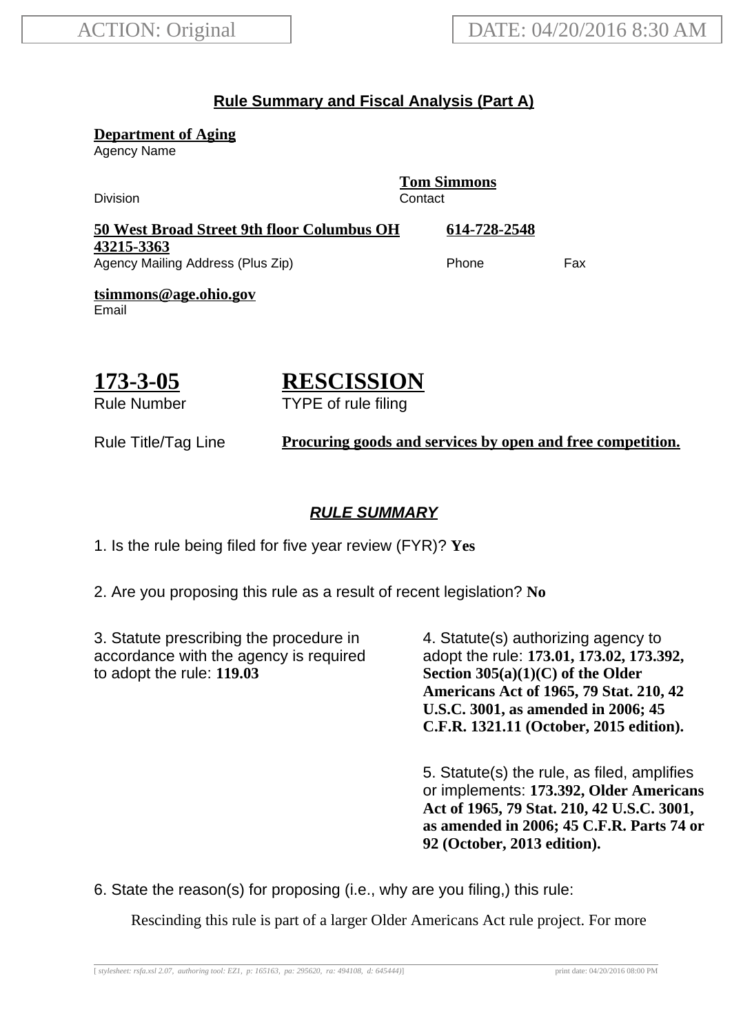ACTION: Original

DATE: 04/20/2016 8:30 AM

## Rule Summary and Fiscal Analysis (Part A)

**Department of Aging**
Agency Name

Division

**Tom Simmons**
Contact

**50 West Broad Street 9th floor Columbus OH 43215-3363**
Agency Mailing Address (Plus Zip)

**614-728-2548**
Phone

Fax

**tsimmons@age.ohio.gov**
Email

**173-3-05**
Rule Number

**RESCISSION**
TYPE of rule filing

Rule Title/Tag Line **Procuring goods and services by open and free competition.**

### *RULE SUMMARY*

1. Is the rule being filed for five year review (FYR)? **Yes**

2. Are you proposing this rule as a result of recent legislation? **No**

3. Statute prescribing the procedure in accordance with the agency is required to adopt the rule: **119.03**

4. Statute(s) authorizing agency to adopt the rule: **173.01, 173.02, 173.392, Section 305(a)(1)(C) of the Older Americans Act of 1965, 79 Stat. 210, 42 U.S.C. 3001, as amended in 2006; 45 C.F.R. 1321.11 (October, 2015 edition).**

5. Statute(s) the rule, as filed, amplifies or implements: **173.392, Older Americans Act of 1965, 79 Stat. 210, 42 U.S.C. 3001, as amended in 2006; 45 C.F.R. Parts 74 or 92 (October, 2013 edition).**

6. State the reason(s) for proposing (i.e., why are you filing,) this rule:

Rescinding this rule is part of a larger Older Americans Act rule project. For more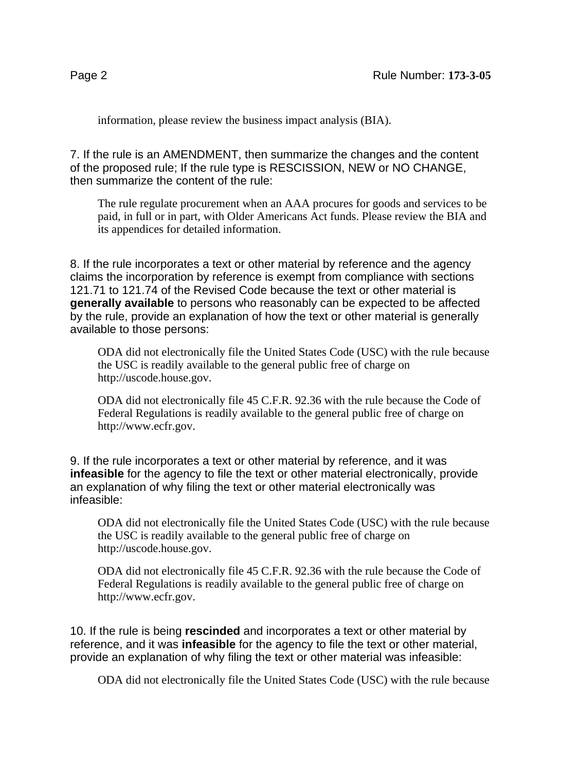information, please review the business impact analysis (BIA).

7. If the rule is an AMENDMENT, then summarize the changes and the content of the proposed rule; If the rule type is RESCISSION, NEW or NO CHANGE, then summarize the content of the rule:

The rule regulate procurement when an AAA procures for goods and services to be paid, in full or in part, with Older Americans Act funds. Please review the BIA and its appendices for detailed information.

8. If the rule incorporates a text or other material by reference and the agency claims the incorporation by reference is exempt from compliance with sections 121.71 to 121.74 of the Revised Code because the text or other material is **generally available** to persons who reasonably can be expected to be affected by the rule, provide an explanation of how the text or other material is generally available to those persons:

ODA did not electronically file the United States Code (USC) with the rule because the USC is readily available to the general public free of charge on http://uscode.house.gov.

ODA did not electronically file 45 C.F.R. 92.36 with the rule because the Code of Federal Regulations is readily available to the general public free of charge on http://www.ecfr.gov.

9. If the rule incorporates a text or other material by reference, and it was **infeasible** for the agency to file the text or other material electronically, provide an explanation of why filing the text or other material electronically was infeasible:

ODA did not electronically file the United States Code (USC) with the rule because the USC is readily available to the general public free of charge on http://uscode.house.gov.

ODA did not electronically file 45 C.F.R. 92.36 with the rule because the Code of Federal Regulations is readily available to the general public free of charge on http://www.ecfr.gov.

10. If the rule is being **rescinded** and incorporates a text or other material by reference, and it was **infeasible** for the agency to file the text or other material, provide an explanation of why filing the text or other material was infeasible:

ODA did not electronically file the United States Code (USC) with the rule because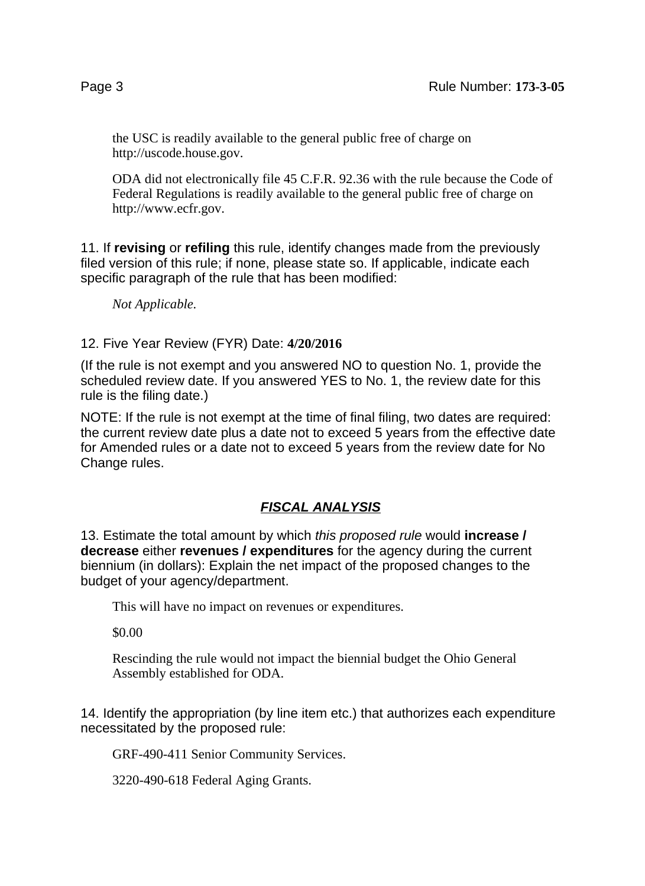the USC is readily available to the general public free of charge on http://uscode.house.gov.

ODA did not electronically file 45 C.F.R. 92.36 with the rule because the Code of Federal Regulations is readily available to the general public free of charge on http://www.ecfr.gov.

11. If **revising** or **refiling** this rule, identify changes made from the previously filed version of this rule; if none, please state so. If applicable, indicate each specific paragraph of the rule that has been modified:

*Not Applicable.*

12. Five Year Review (FYR) Date: **4/20/2016**

(If the rule is not exempt and you answered NO to question No. 1, provide the scheduled review date. If you answered YES to No. 1, the review date for this rule is the filing date.)

NOTE: If the rule is not exempt at the time of final filing, two dates are required: the current review date plus a date not to exceed 5 years from the effective date for Amended rules or a date not to exceed 5 years from the review date for No Change rules.

## ***FISCAL ANALYSIS***

13. Estimate the total amount by which *this proposed rule* would **increase / decrease** either **revenues / expenditures** for the agency during the current biennium (in dollars): Explain the net impact of the proposed changes to the budget of your agency/department.

This will have no impact on revenues or expenditures.

$0.00

Rescinding the rule would not impact the biennial budget the Ohio General Assembly established for ODA.

14. Identify the appropriation (by line item etc.) that authorizes each expenditure necessitated by the proposed rule:

GRF-490-411 Senior Community Services.

3220-490-618 Federal Aging Grants.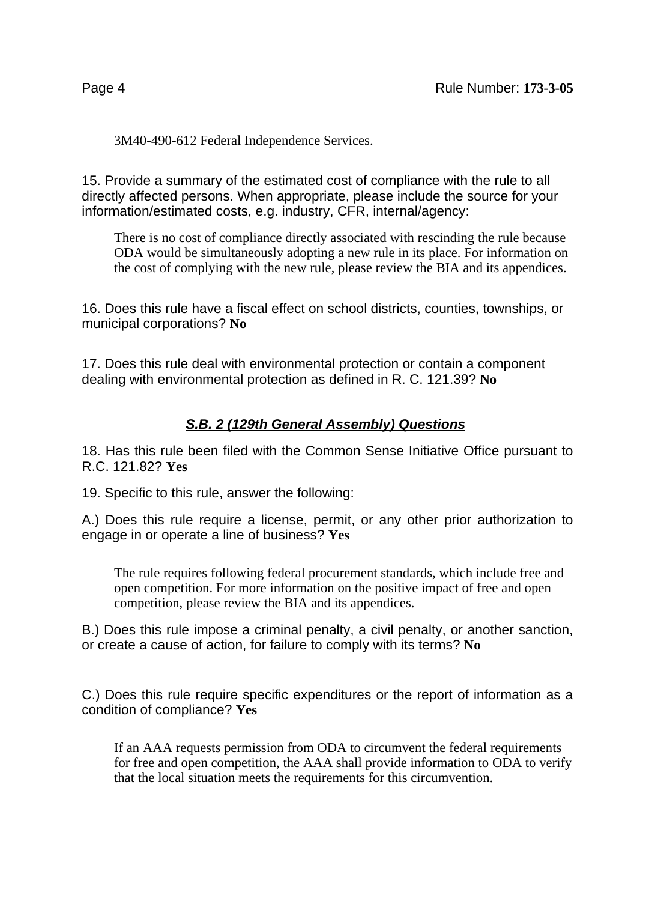3M40-490-612 Federal Independence Services.

15. Provide a summary of the estimated cost of compliance with the rule to all directly affected persons. When appropriate, please include the source for your information/estimated costs, e.g. industry, CFR, internal/agency:

> There is no cost of compliance directly associated with rescinding the rule because ODA would be simultaneously adopting a new rule in its place. For information on the cost of complying with the new rule, please review the BIA and its appendices.

16. Does this rule have a fiscal effect on school districts, counties, townships, or municipal corporations? **No**

17. Does this rule deal with environmental protection or contain a component dealing with environmental protection as defined in R. C. 121.39? **No**

### ***S.B. 2 (129th General Assembly) Questions***

18. Has this rule been filed with the Common Sense Initiative Office pursuant to R.C. 121.82? **Yes**

19. Specific to this rule, answer the following:

A.) Does this rule require a license, permit, or any other prior authorization to engage in or operate a line of business? **Yes**

> The rule requires following federal procurement standards, which include free and open competition. For more information on the positive impact of free and open competition, please review the BIA and its appendices.

B.) Does this rule impose a criminal penalty, a civil penalty, or another sanction, or create a cause of action, for failure to comply with its terms? **No**

C.) Does this rule require specific expenditures or the report of information as a condition of compliance? **Yes**

> If an AAA requests permission from ODA to circumvent the federal requirements for free and open competition, the AAA shall provide information to ODA to verify that the local situation meets the requirements for this circumvention.